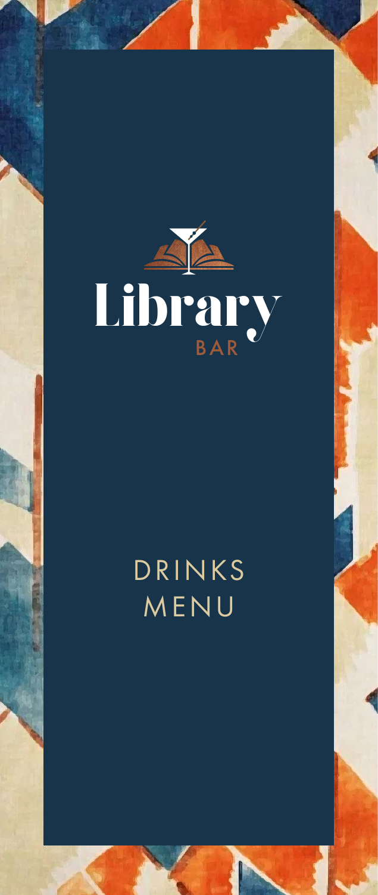# Library

BAR

## DRINKS MENU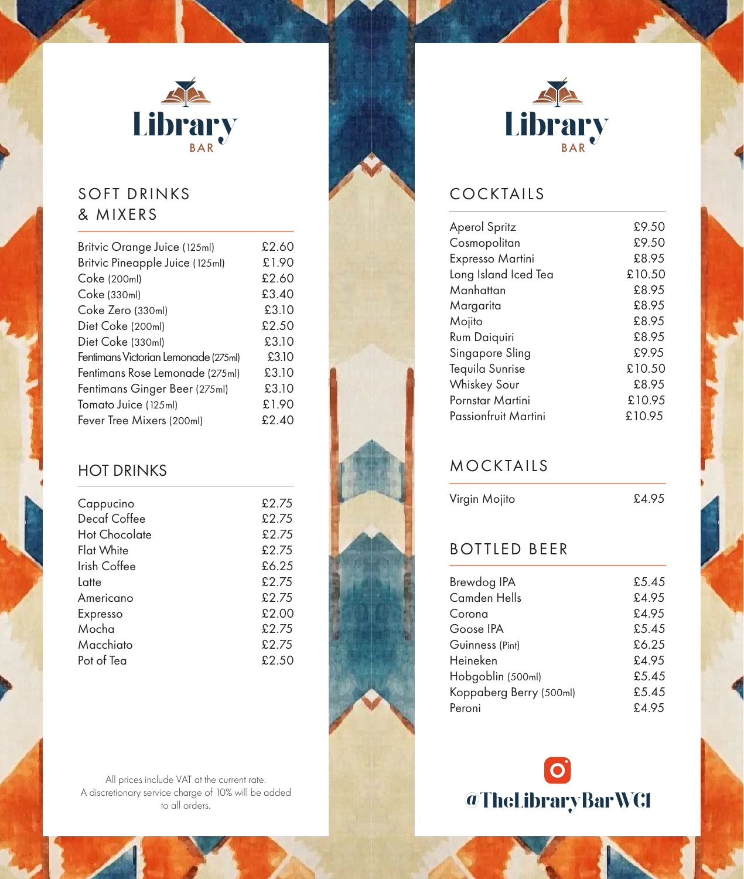# Library BAR

## SOFT DRINKS & MIXERS

| | |
|---|---|
| Britvic Orange Juice (125ml) | £2.60 |
| Britvic Pineapple Juice (125ml) | £1.90 |
| Coke (200ml) | £2.60 |
| Coke (330ml) | £3.40 |
| Coke Zero (330ml) | £3.10 |
| Diet Coke (200ml) | £2.50 |
| Diet Coke (330ml) | £3.10 |
| Fentimans Victorian Lemonade (275ml) | £3.10 |
| Fentimans Rose Lemonade (275ml) | £3.10 |
| Fentimans Ginger Beer (275ml) | £3.10 |
| Tomato Juice (125ml) | £1.90 |
| Fever Tree Mixers (200ml) | £2.40 |

## HOT DRINKS

| | |
|---|---|
| Cappucino | £2.75 |
| Decaf Coffee | £2.75 |
| Hot Chocolate | £2.75 |
| Flat White | £2.75 |
| Irish Coffee | £6.25 |
| Latte | £2.75 |
| Americano | £2.75 |
| Expresso | £2.00 |
| Mocha | £2.75 |
| Macchiato | £2.75 |
| Pot of Tea | £2.50 |

All prices include VAT at the current rate.
A discretionary service charge of 10% will be added to all orders.

# Library BAR

## COCKTAILS

| | |
|---|---|
| Aperol Spritz | £9.50 |
| Cosmopolitan | £9.50 |
| Expresso Martini | £8.95 |
| Long Island Iced Tea | £10.50 |
| Manhattan | £8.95 |
| Margarita | £8.95 |
| Mojito | £8.95 |
| Rum Daiquiri | £8.95 |
| Singapore Sling | £9.95 |
| Tequila Sunrise | £10.50 |
| Whiskey Sour | £8.95 |
| Pornstar Martini | £10.95 |
| Passionfruit Martini | £10.95 |

## MOCKTAILS

| | |
|---|---|
| Virgin Mojito | £4.95 |

## BOTTLED BEER

| | |
|---|---|
| Brewdog IPA | £5.45 |
| Camden Hells | £4.95 |
| Corona | £4.95 |
| Goose IPA | £5.45 |
| Guinness (Pint) | £6.25 |
| Heineken | £4.95 |
| Hobgoblin (500ml) | £5.45 |
| Koppaberg Berry (500ml) | £5.45 |
| Peroni | £4.95 |

@TheLibraryBarWC1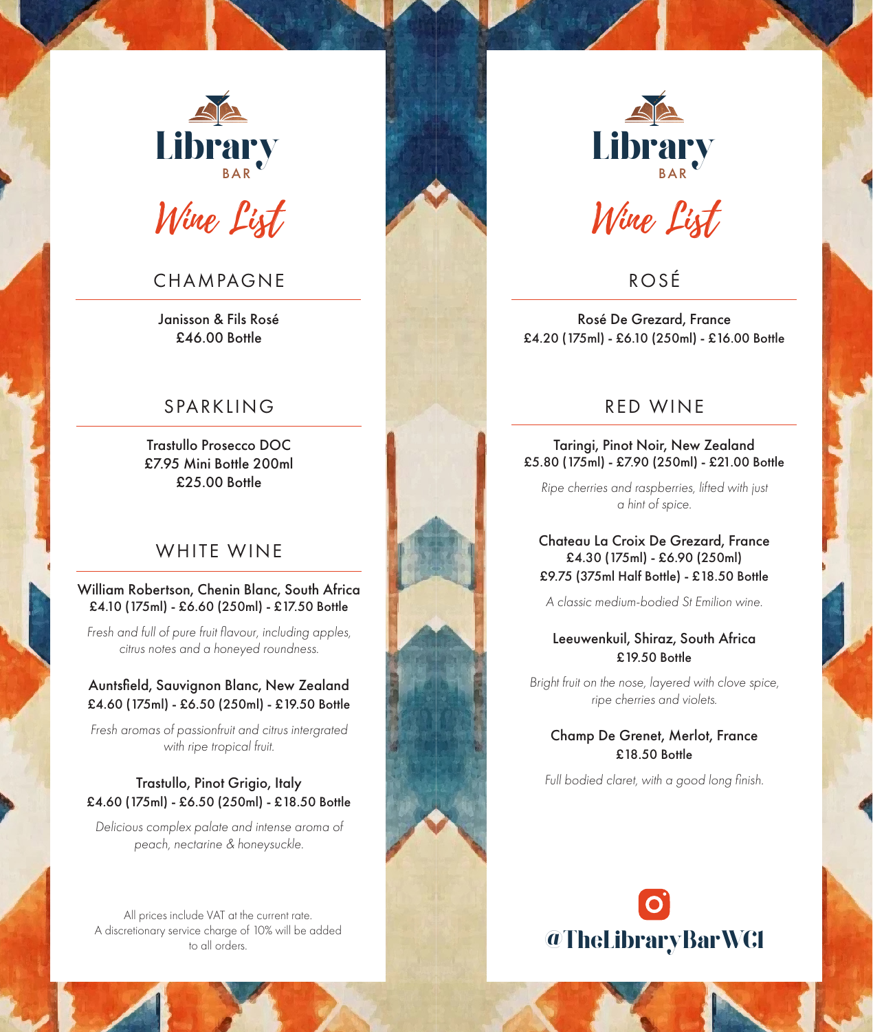# Library BAR

## Wine List

### CHAMPAGNE

**Janisson & Fils Rosé**
**£46.00 Bottle**

### SPARKLING

**Trastullo Prosecco DOC**
**£7.95 Mini Bottle 200ml**
**£25.00 Bottle**

### WHITE WINE

**William Robertson, Chenin Blanc, South Africa**
**£4.10 (175ml) - £6.60 (250ml) - £17.50 Bottle**

*Fresh and full of pure fruit flavour, including apples, citrus notes and a honeyed roundness.*

**Auntsfield, Sauvignon Blanc, New Zealand**
**£4.60 (175ml) - £6.50 (250ml) - £19.50 Bottle**

*Fresh aromas of passionfruit and citrus intergrated with ripe tropical fruit.*

**Trastullo, Pinot Grigio, Italy**
**£4.60 (175ml) - £6.50 (250ml) - £18.50 Bottle**

*Delicious complex palate and intense aroma of peach, nectarine & honeysuckle.*

All prices include VAT at the current rate.
A discretionary service charge of 10% will be added to all orders.

# Library BAR

## Wine List

### ROSÉ

**Rosé De Grezard, France**
**£4.20 (175ml) - £6.10 (250ml) - £16.00 Bottle**

### RED WINE

**Taringi, Pinot Noir, New Zealand**
**£5.80 (175ml) - £7.90 (250ml) - £21.00 Bottle**

*Ripe cherries and raspberries, lifted with just a hint of spice.*

**Chateau La Croix De Grezard, France**
**£4.30 (175ml) - £6.90 (250ml)**
**£9.75 (375ml Half Bottle) - £18.50 Bottle**

*A classic medium-bodied St Emilion wine.*

**Leeuwenkuil, Shiraz, South Africa**
**£19.50 Bottle**

*Bright fruit on the nose, layered with clove spice, ripe cherries and violets.*

**Champ De Grenet, Merlot, France**
**£18.50 Bottle**

*Full bodied claret, with a good long finish.*

@TheLibraryBarWC1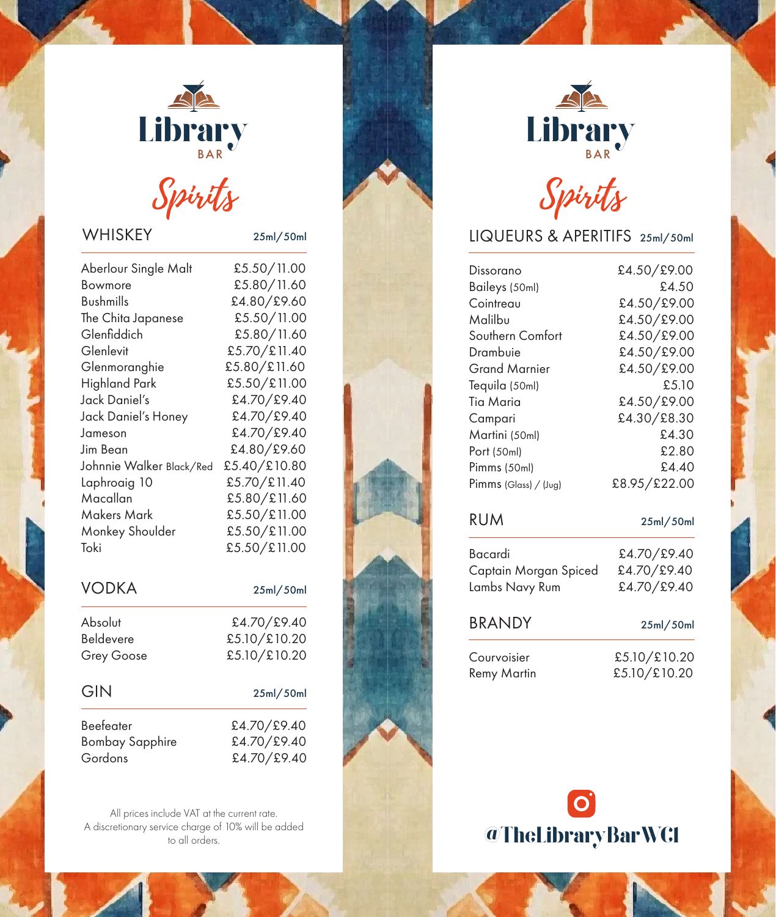# Library BAR

## Spirits

### WHISKEY

| WHISKEY | 25ml/50ml |
|---|---|
| Aberlour Single Malt | £5.50/11.00 |
| Bowmore | £5.80/11.60 |
| Bushmills | £4.80/£9.60 |
| The Chita Japanese | £5.50/11.00 |
| Glenfiddich | £5.80/11.60 |
| Glenlevit | £5.70/£11.40 |
| Glenmoranghie | £5.80/£11.60 |
| Highland Park | £5.50/£11.00 |
| Jack Daniel's | £4.70/£9.40 |
| Jack Daniel's Honey | £4.70/£9.40 |
| Jameson | £4.70/£9.40 |
| Jim Bean | £4.80/£9.60 |
| Johnnie Walker Black/Red | £5.40/£10.80 |
| Laphroaig 10 | £5.70/£11.40 |
| Macallan | £5.80/£11.60 |
| Makers Mark | £5.50/£11.00 |
| Monkey Shoulder | £5.50/£11.00 |
| Toki | £5.50/£11.00 |

### VODKA

| VODKA | 25ml/50ml |
|---|---|
| Absolut | £4.70/£9.40 |
| Beldevere | £5.10/£10.20 |
| Grey Goose | £5.10/£10.20 |

### GIN

| GIN | 25ml/50ml |
|---|---|
| Beefeater | £4.70/£9.40 |
| Bombay Sapphire | £4.70/£9.40 |
| Gordons | £4.70/£9.40 |

All prices include VAT at the current rate.
A discretionary service charge of 10% will be added to all orders.

# Library BAR

## Spirits

### LIQUEURS & APERITIFS

| LIQUEURS & APERITIFS | 25ml/50ml |
|---|---|
| Dissorano | £4.50/£9.00 |
| Baileys (50ml) | £4.50 |
| Cointreau | £4.50/£9.00 |
| Malilbu | £4.50/£9.00 |
| Southern Comfort | £4.50/£9.00 |
| Drambuie | £4.50/£9.00 |
| Grand Marnier | £4.50/£9.00 |
| Tequila (50ml) | £5.10 |
| Tia Maria | £4.50/£9.00 |
| Campari | £4.30/£8.30 |
| Martini (50ml) | £4.30 |
| Port (50ml) | £2.80 |
| Pimms (50ml) | £4.40 |
| Pimms (Glass) / (Jug) | £8.95/£22.00 |

### RUM

| RUM | 25ml/50ml |
|---|---|
| Bacardi | £4.70/£9.40 |
| Captain Morgan Spiced | £4.70/£9.40 |
| Lambs Navy Rum | £4.70/£9.40 |

### BRANDY

| BRANDY | 25ml/50ml |
|---|---|
| Courvoisier | £5.10/£10.20 |
| Remy Martin | £5.10/£10.20 |

@TheLibraryBarWC1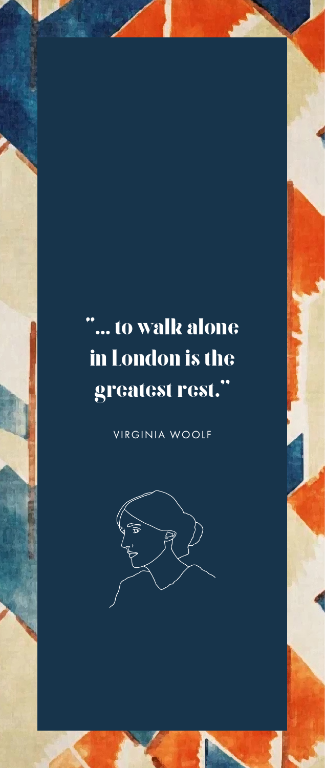"... to walk alone in London is the greatest rest."

VIRGINIA WOOLF